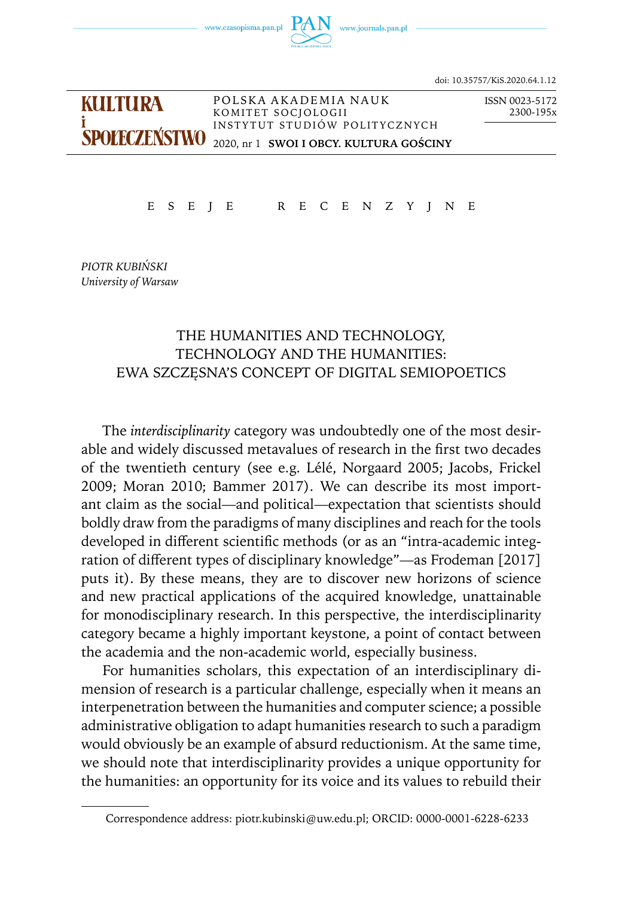doi: 10.35757/KiS.2020.64.1.12

KULTURA i SPOŁECZEŃSTWO

POLSKA AKADEMIA NAUK
KOMITET SOCJOLOGII
INSTYTUT STUDIÓW POLITYCZNYCH

ISSN 0023-5172
2300-195x

2020, nr 1 **SWOI I OBCY. KULTURA GOŚCINY**

E S E J E   R E C E N Z Y J N E

*PIOTR KUBIŃSKI*
*University of Warsaw*

# THE HUMANITIES AND TECHNOLOGY, TECHNOLOGY AND THE HUMANITIES: EWA SZCZĘSNA'S CONCEPT OF DIGITAL SEMIOPOETICS

The *interdisciplinarity* category was undoubtedly one of the most desirable and widely discussed metavalues of research in the first two decades of the twentieth century (see e.g. Lélé, Norgaard 2005; Jacobs, Frickel 2009; Moran 2010; Bammer 2017). We can describe its most important claim as the social—and political—expectation that scientists should boldly draw from the paradigms of many disciplines and reach for the tools developed in different scientific methods (or as an "intra-academic integration of different types of disciplinary knowledge"—as Frodeman [2017] puts it). By these means, they are to discover new horizons of science and new practical applications of the acquired knowledge, unattainable for monodisciplinary research. In this perspective, the interdisciplinarity category became a highly important keystone, a point of contact between the academia and the non-academic world, especially business.

For humanities scholars, this expectation of an interdisciplinary dimension of research is a particular challenge, especially when it means an interpenetration between the humanities and computer science; a possible administrative obligation to adapt humanities research to such a paradigm would obviously be an example of absurd reductionism. At the same time, we should note that interdisciplinarity provides a unique opportunity for the humanities: an opportunity for its voice and its values to rebuild their

Correspondence address: piotr.kubinski@uw.edu.pl; ORCID: 0000-0001-6228-6233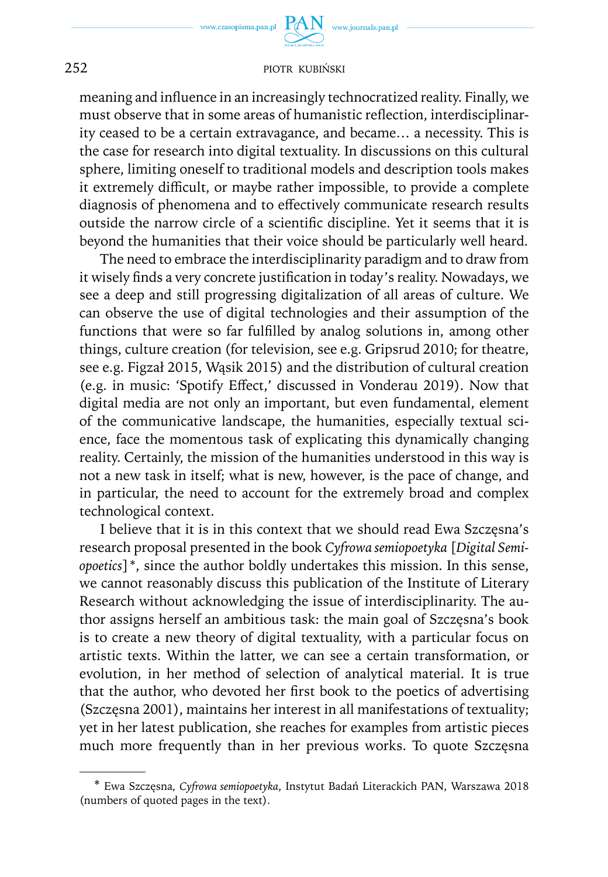meaning and influence in an increasingly technocratized reality. Finally, we must observe that in some areas of humanistic reflection, interdisciplinarity ceased to be a certain extravagance, and became… a necessity. This is the case for research into digital textuality. In discussions on this cultural sphere, limiting oneself to traditional models and description tools makes it extremely difficult, or maybe rather impossible, to provide a complete diagnosis of phenomena and to effectively communicate research results outside the narrow circle of a scientific discipline. Yet it seems that it is beyond the humanities that their voice should be particularly well heard.

The need to embrace the interdisciplinarity paradigm and to draw from it wisely finds a very concrete justification in today's reality. Nowadays, we see a deep and still progressing digitalization of all areas of culture. We can observe the use of digital technologies and their assumption of the functions that were so far fulfilled by analog solutions in, among other things, culture creation (for television, see e.g. Gripsrud 2010; for theatre, see e.g. Figzał 2015, Wąsik 2015) and the distribution of cultural creation (e.g. in music: 'Spotify Effect,' discussed in Vonderau 2019). Now that digital media are not only an important, but even fundamental, element of the communicative landscape, the humanities, especially textual science, face the momentous task of explicating this dynamically changing reality. Certainly, the mission of the humanities understood in this way is not a new task in itself; what is new, however, is the pace of change, and in particular, the need to account for the extremely broad and complex technological context.

I believe that it is in this context that we should read Ewa Szczęsna's research proposal presented in the book *Cyfrowa semiopoetyka* [*Digital Semiopoetics*]*, since the author boldly undertakes this mission. In this sense, we cannot reasonably discuss this publication of the Institute of Literary Research without acknowledging the issue of interdisciplinarity. The author assigns herself an ambitious task: the main goal of Szczęsna's book is to create a new theory of digital textuality, with a particular focus on artistic texts. Within the latter, we can see a certain transformation, or evolution, in her method of selection of analytical material. It is true that the author, who devoted her first book to the poetics of advertising (Szczęsna 2001), maintains her interest in all manifestations of textuality; yet in her latest publication, she reaches for examples from artistic pieces much more frequently than in her previous works. To quote Szczęsna

---

\* Ewa Szczęsna, *Cyfrowa semiopoetyka*, Instytut Badań Literackich PAN, Warszawa 2018 (numbers of quoted pages in the text).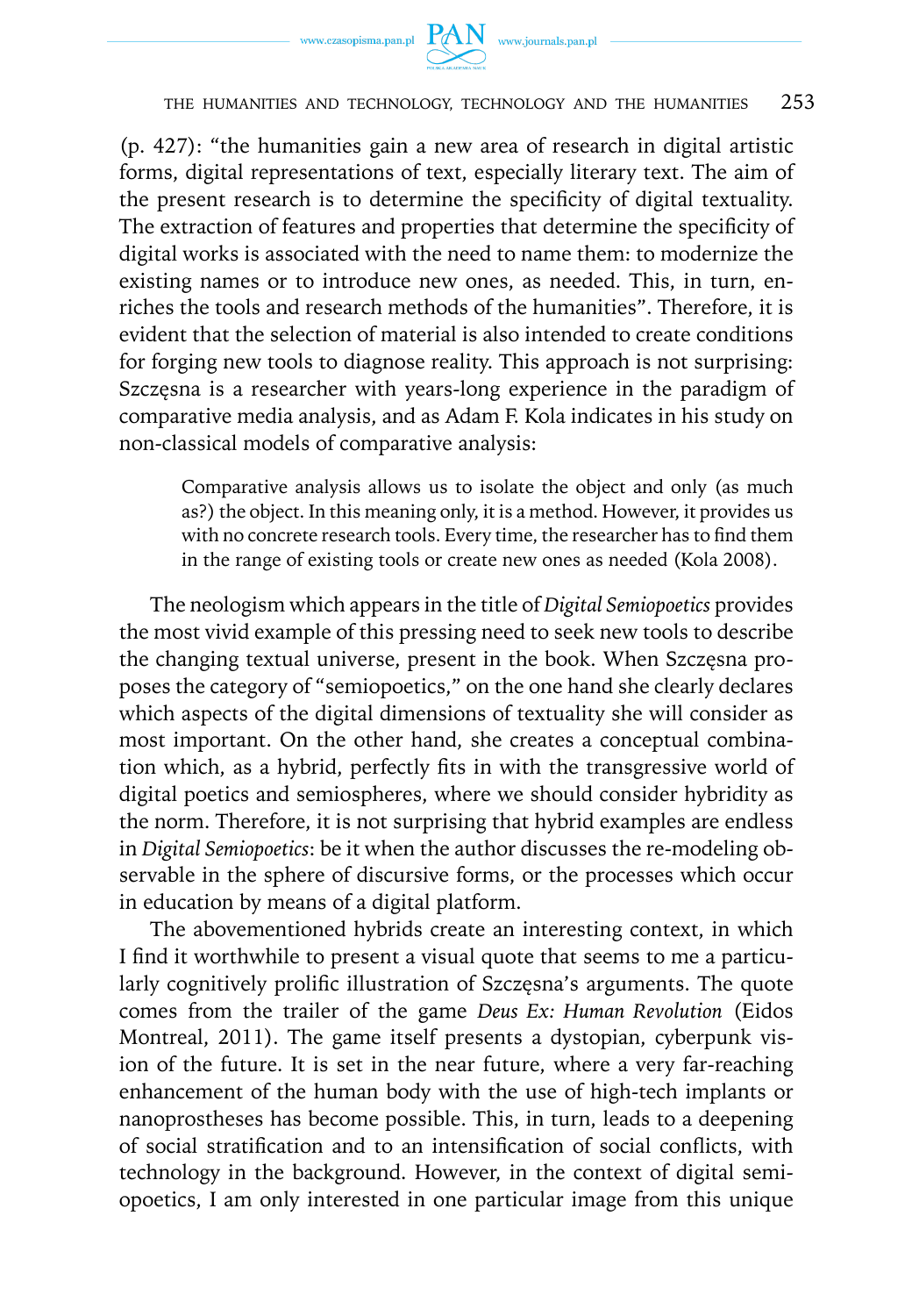(p. 427): "the humanities gain a new area of research in digital artistic forms, digital representations of text, especially literary text. The aim of the present research is to determine the specificity of digital textuality. The extraction of features and properties that determine the specificity of digital works is associated with the need to name them: to modernize the existing names or to introduce new ones, as needed. This, in turn, enriches the tools and research methods of the humanities". Therefore, it is evident that the selection of material is also intended to create conditions for forging new tools to diagnose reality. This approach is not surprising: Szczęsna is a researcher with years-long experience in the paradigm of comparative media analysis, and as Adam F. Kola indicates in his study on non-classical models of comparative analysis:

> Comparative analysis allows us to isolate the object and only (as much as?) the object. In this meaning only, it is a method. However, it provides us with no concrete research tools. Every time, the researcher has to find them in the range of existing tools or create new ones as needed (Kola 2008).

The neologism which appears in the title of *Digital Semiopoetics* provides the most vivid example of this pressing need to seek new tools to describe the changing textual universe, present in the book. When Szczęsna proposes the category of "semiopoetics," on the one hand she clearly declares which aspects of the digital dimensions of textuality she will consider as most important. On the other hand, she creates a conceptual combination which, as a hybrid, perfectly fits in with the transgressive world of digital poetics and semiospheres, where we should consider hybridity as the norm. Therefore, it is not surprising that hybrid examples are endless in *Digital Semiopoetics*: be it when the author discusses the re-modeling observable in the sphere of discursive forms, or the processes which occur in education by means of a digital platform.

The abovementioned hybrids create an interesting context, in which I find it worthwhile to present a visual quote that seems to me a particularly cognitively prolific illustration of Szczęsna's arguments. The quote comes from the trailer of the game *Deus Ex: Human Revolution* (Eidos Montreal, 2011). The game itself presents a dystopian, cyberpunk vision of the future. It is set in the near future, where a very far-reaching enhancement of the human body with the use of high-tech implants or nanoprostheses has become possible. This, in turn, leads to a deepening of social stratification and to an intensification of social conflicts, with technology in the background. However, in the context of digital semiopoetics, I am only interested in one particular image from this unique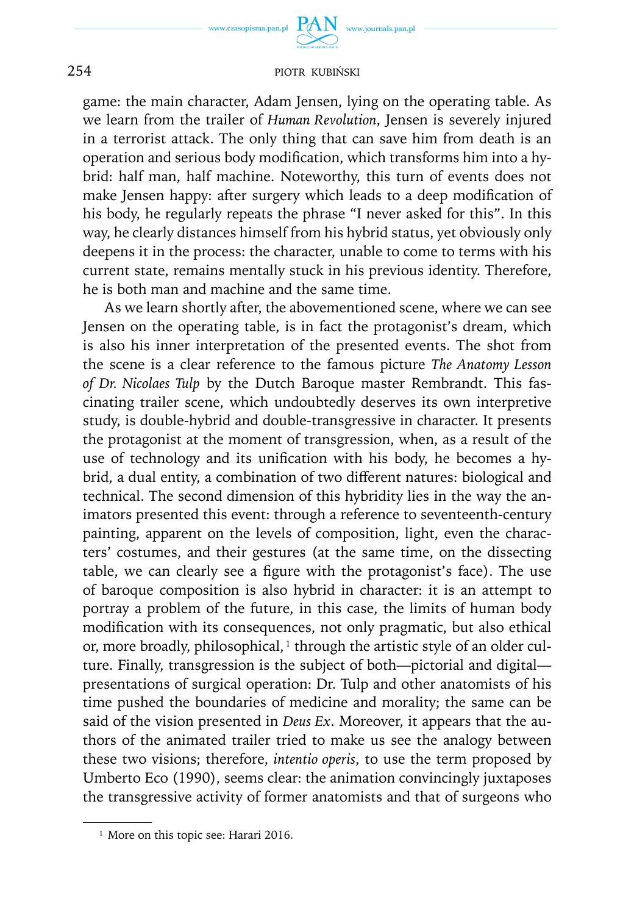game: the main character, Adam Jensen, lying on the operating table. As we learn from the trailer of *Human Revolution*, Jensen is severely injured in a terrorist attack. The only thing that can save him from death is an operation and serious body modification, which transforms him into a hybrid: half man, half machine. Noteworthy, this turn of events does not make Jensen happy: after surgery which leads to a deep modification of his body, he regularly repeats the phrase "I never asked for this". In this way, he clearly distances himself from his hybrid status, yet obviously only deepens it in the process: the character, unable to come to terms with his current state, remains mentally stuck in his previous identity. Therefore, he is both man and machine and the same time.

As we learn shortly after, the abovementioned scene, where we can see Jensen on the operating table, is in fact the protagonist's dream, which is also his inner interpretation of the presented events. The shot from the scene is a clear reference to the famous picture *The Anatomy Lesson of Dr. Nicolaes Tulp* by the Dutch Baroque master Rembrandt. This fascinating trailer scene, which undoubtedly deserves its own interpretive study, is double-hybrid and double-transgressive in character. It presents the protagonist at the moment of transgression, when, as a result of the use of technology and its unification with his body, he becomes a hybrid, a dual entity, a combination of two different natures: biological and technical. The second dimension of this hybridity lies in the way the animators presented this event: through a reference to seventeenth-century painting, apparent on the levels of composition, light, even the characters' costumes, and their gestures (at the same time, on the dissecting table, we can clearly see a figure with the protagonist's face). The use of baroque composition is also hybrid in character: it is an attempt to portray a problem of the future, in this case, the limits of human body modification with its consequences, not only pragmatic, but also ethical or, more broadly, philosophical,[1] through the artistic style of an older culture. Finally, transgression is the subject of both—pictorial and digital—presentations of surgical operation: Dr. Tulp and other anatomists of his time pushed the boundaries of medicine and morality; the same can be said of the vision presented in *Deus Ex*. Moreover, it appears that the authors of the animated trailer tried to make us see the analogy between these two visions; therefore, *intentio operis*, to use the term proposed by Umberto Eco (1990), seems clear: the animation convincingly juxtaposes the transgressive activity of former anatomists and that of surgeons who

[1] More on this topic see: Harari 2016.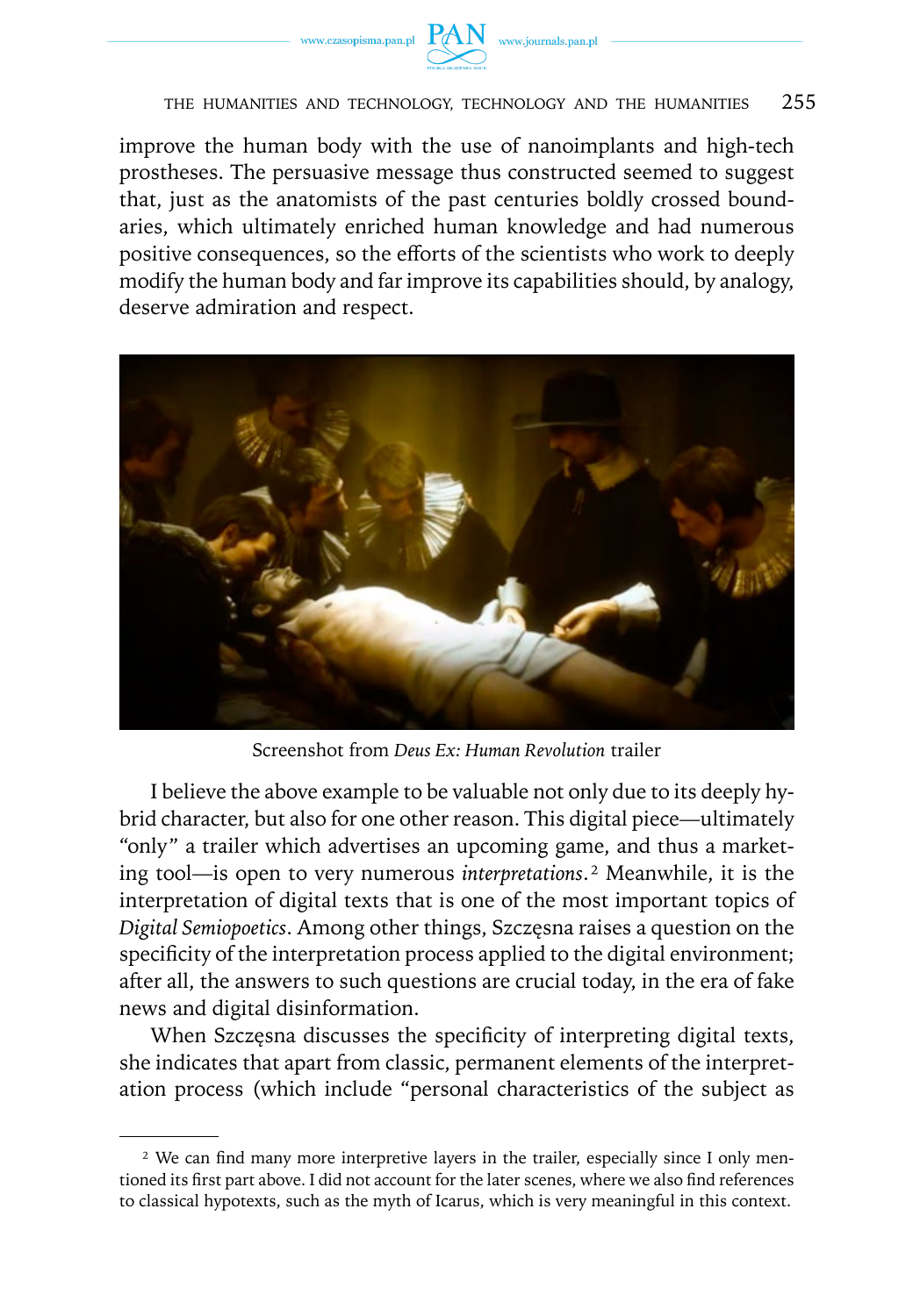improve the human body with the use of nanoimplants and high-tech prostheses. The persuasive message thus constructed seemed to suggest that, just as the anatomists of the past centuries boldly crossed boundaries, which ultimately enriched human knowledge and had numerous positive consequences, so the efforts of the scientists who work to deeply modify the human body and far improve its capabilities should, by analogy, deserve admiration and respect.

Screenshot from *Deus Ex: Human Revolution* trailer

I believe the above example to be valuable not only due to its deeply hybrid character, but also for one other reason. This digital piece—ultimately "only" a trailer which advertises an upcoming game, and thus a marketing tool—is open to very numerous *interpretations*.[2] Meanwhile, it is the interpretation of digital texts that is one of the most important topics of *Digital Semiopoetics*. Among other things, Szczęsna raises a question on the specificity of the interpretation process applied to the digital environment; after all, the answers to such questions are crucial today, in the era of fake news and digital disinformation.

When Szczęsna discusses the specificity of interpreting digital texts, she indicates that apart from classic, permanent elements of the interpretation process (which include "personal characteristics of the subject as

[2] We can find many more interpretive layers in the trailer, especially since I only mentioned its first part above. I did not account for the later scenes, where we also find references to classical hypotexts, such as the myth of Icarus, which is very meaningful in this context.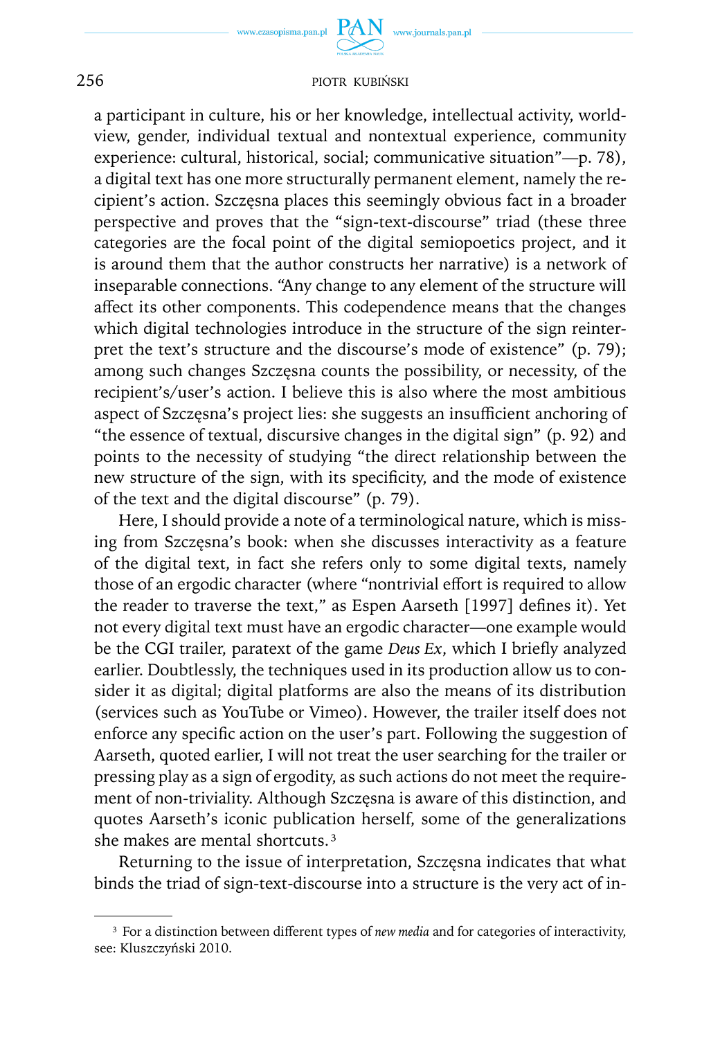a participant in culture, his or her knowledge, intellectual activity, worldview, gender, individual textual and nontextual experience, community experience: cultural, historical, social; communicative situation"—p. 78), a digital text has one more structurally permanent element, namely the recipient's action. Szczęsna places this seemingly obvious fact in a broader perspective and proves that the "sign-text-discourse" triad (these three categories are the focal point of the digital semiopoetics project, and it is around them that the author constructs her narrative) is a network of inseparable connections. "Any change to any element of the structure will affect its other components. This codependence means that the changes which digital technologies introduce in the structure of the sign reinterpret the text's structure and the discourse's mode of existence" (p. 79); among such changes Szczęsna counts the possibility, or necessity, of the recipient's/user's action. I believe this is also where the most ambitious aspect of Szczęsna's project lies: she suggests an insufficient anchoring of "the essence of textual, discursive changes in the digital sign" (p. 92) and points to the necessity of studying "the direct relationship between the new structure of the sign, with its specificity, and the mode of existence of the text and the digital discourse" (p. 79).

Here, I should provide a note of a terminological nature, which is missing from Szczęsna's book: when she discusses interactivity as a feature of the digital text, in fact she refers only to some digital texts, namely those of an ergodic character (where "nontrivial effort is required to allow the reader to traverse the text," as Espen Aarseth [1997] defines it). Yet not every digital text must have an ergodic character—one example would be the CGI trailer, paratext of the game *Deus Ex*, which I briefly analyzed earlier. Doubtlessly, the techniques used in its production allow us to consider it as digital; digital platforms are also the means of its distribution (services such as YouTube or Vimeo). However, the trailer itself does not enforce any specific action on the user's part. Following the suggestion of Aarseth, quoted earlier, I will not treat the user searching for the trailer or pressing play as a sign of ergodity, as such actions do not meet the requirement of non-triviality. Although Szczęsna is aware of this distinction, and quotes Aarseth's iconic publication herself, some of the generalizations she makes are mental shortcuts.[3]

Returning to the issue of interpretation, Szczęsna indicates that what binds the triad of sign-text-discourse into a structure is the very act of in-

[3] For a distinction between different types of *new media* and for categories of interactivity, see: Kluszczyński 2010.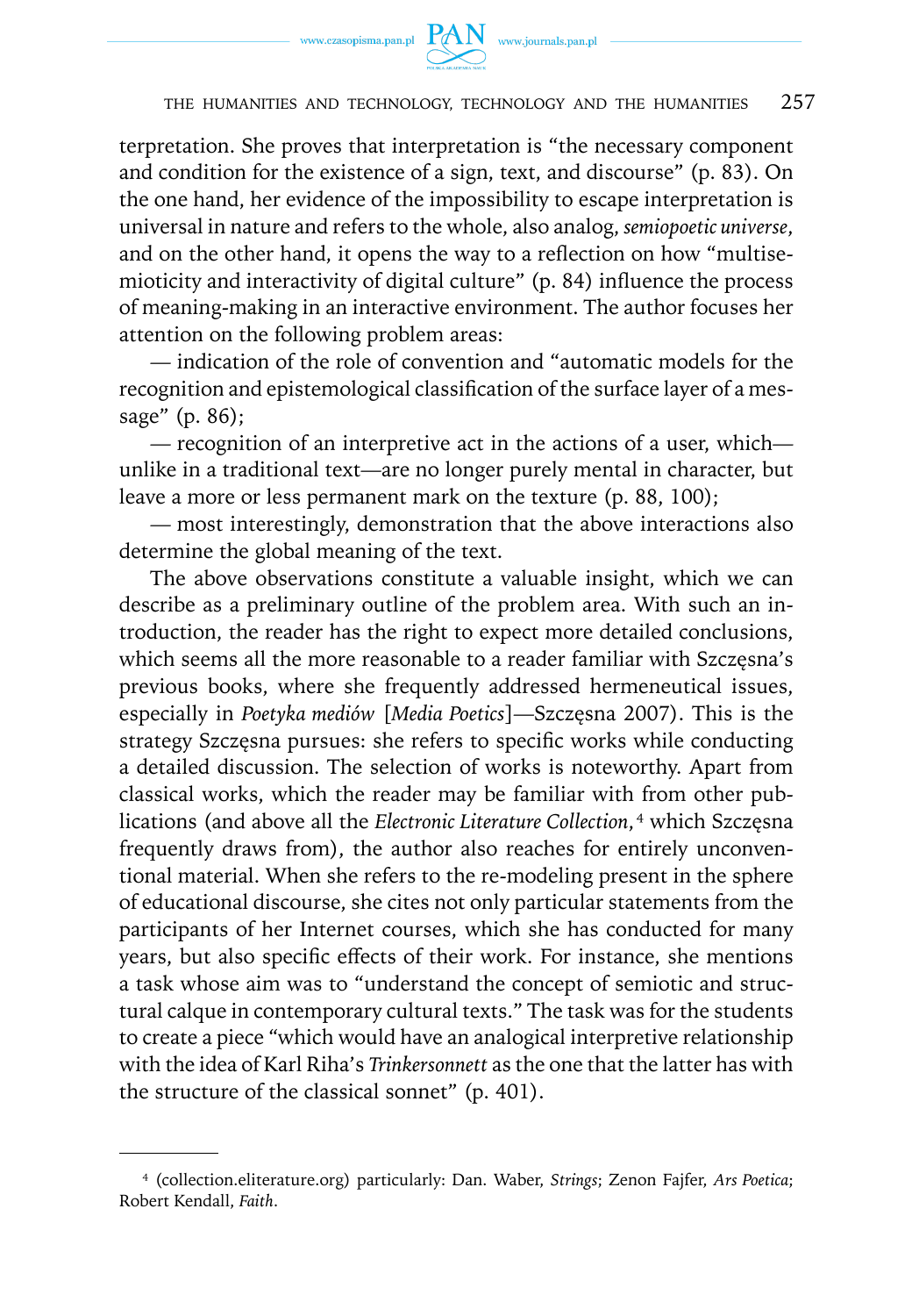terpretation. She proves that interpretation is "the necessary component and condition for the existence of a sign, text, and discourse" (p. 83). On the one hand, her evidence of the impossibility to escape interpretation is universal in nature and refers to the whole, also analog, *semiopoetic universe*, and on the other hand, it opens the way to a reflection on how "multisemioticity and interactivity of digital culture" (p. 84) influence the process of meaning-making in an interactive environment. The author focuses her attention on the following problem areas:

— indication of the role of convention and "automatic models for the recognition and epistemological classification of the surface layer of a message" (p. 86);

— recognition of an interpretive act in the actions of a user, which—unlike in a traditional text—are no longer purely mental in character, but leave a more or less permanent mark on the texture (p. 88, 100);

— most interestingly, demonstration that the above interactions also determine the global meaning of the text.

The above observations constitute a valuable insight, which we can describe as a preliminary outline of the problem area. With such an introduction, the reader has the right to expect more detailed conclusions, which seems all the more reasonable to a reader familiar with Szczęsna's previous books, where she frequently addressed hermeneutical issues, especially in *Poetyka mediów* [*Media Poetics*]—Szczęsna 2007). This is the strategy Szczęsna pursues: she refers to specific works while conducting a detailed discussion. The selection of works is noteworthy. Apart from classical works, which the reader may be familiar with from other publications (and above all the *Electronic Literature Collection*,[4] which Szczęsna frequently draws from), the author also reaches for entirely unconventional material. When she refers to the re-modeling present in the sphere of educational discourse, she cites not only particular statements from the participants of her Internet courses, which she has conducted for many years, but also specific effects of their work. For instance, she mentions a task whose aim was to "understand the concept of semiotic and structural calque in contemporary cultural texts." The task was for the students to create a piece "which would have an analogical interpretive relationship with the idea of Karl Riha's *Trinkersonnett* as the one that the latter has with the structure of the classical sonnet" (p. 401).

---

[4] (collection.eliterature.org) particularly: Dan. Waber, *Strings*; Zenon Fajfer, *Ars Poetica*; Robert Kendall, *Faith*.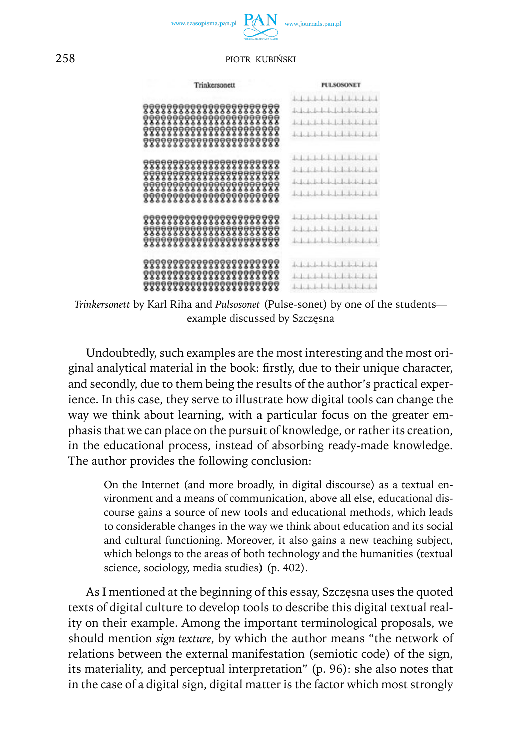*Trinkersonett* by Karl Riha and *Pulsosonet* (Pulse-sonet) by one of the students—example discussed by Szczęsna

Undoubtedly, such examples are the most interesting and the most original analytical material in the book: firstly, due to their unique character, and secondly, due to them being the results of the author's practical experience. In this case, they serve to illustrate how digital tools can change the way we think about learning, with a particular focus on the greater emphasis that we can place on the pursuit of knowledge, or rather its creation, in the educational process, instead of absorbing ready-made knowledge. The author provides the following conclusion:

> On the Internet (and more broadly, in digital discourse) as a textual environment and a means of communication, above all else, educational discourse gains a source of new tools and educational methods, which leads to considerable changes in the way we think about education and its social and cultural functioning. Moreover, it also gains a new teaching subject, which belongs to the areas of both technology and the humanities (textual science, sociology, media studies) (p. 402).

As I mentioned at the beginning of this essay, Szczęsna uses the quoted texts of digital culture to develop tools to describe this digital textual reality on their example. Among the important terminological proposals, we should mention *sign texture*, by which the author means "the network of relations between the external manifestation (semiotic code) of the sign, its materiality, and perceptual interpretation" (p. 96): she also notes that in the case of a digital sign, digital matter is the factor which most strongly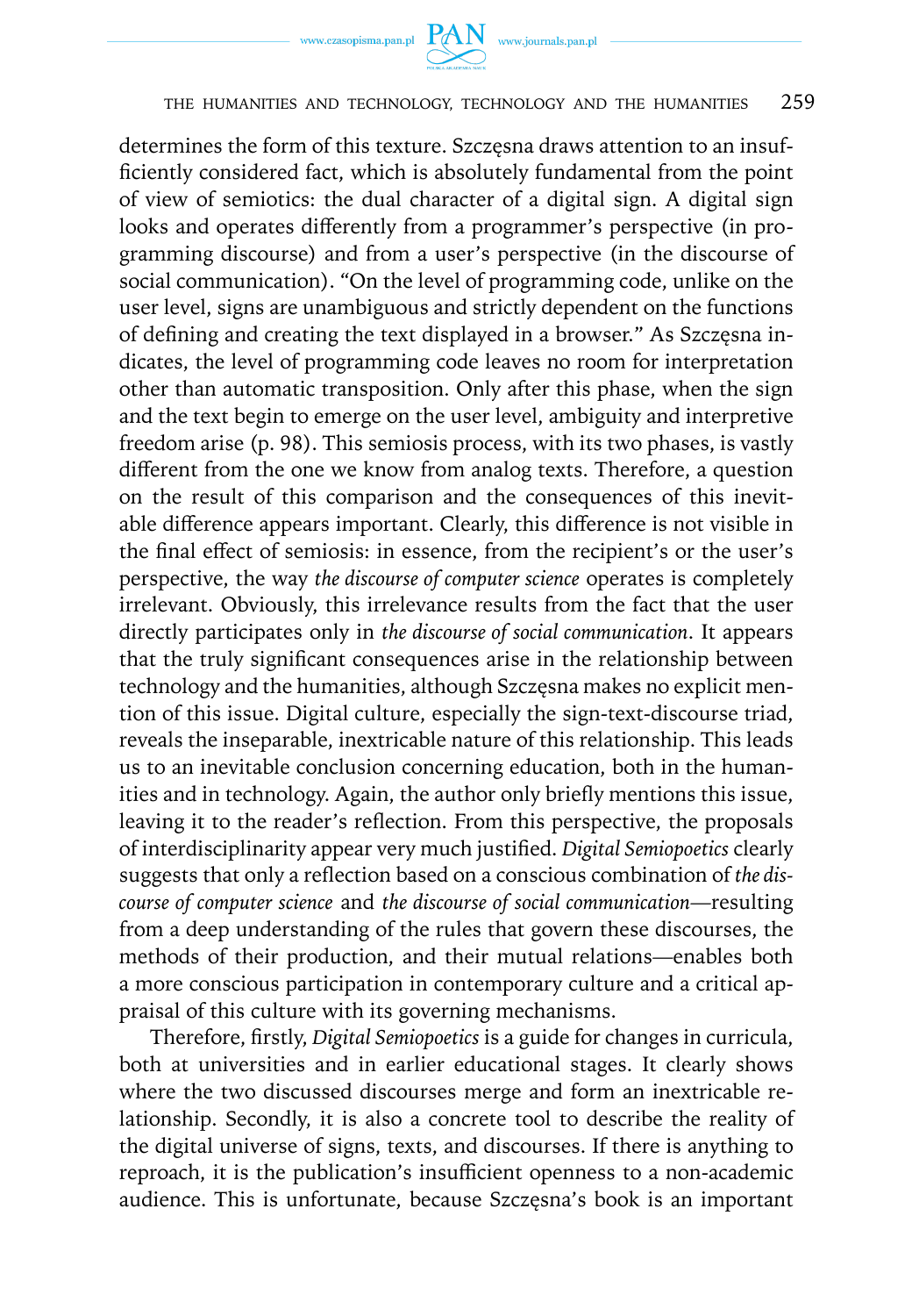determines the form of this texture. Szczęsna draws attention to an insufficiently considered fact, which is absolutely fundamental from the point of view of semiotics: the dual character of a digital sign. A digital sign looks and operates differently from a programmer's perspective (in programming discourse) and from a user's perspective (in the discourse of social communication). "On the level of programming code, unlike on the user level, signs are unambiguous and strictly dependent on the functions of defining and creating the text displayed in a browser." As Szczęsna indicates, the level of programming code leaves no room for interpretation other than automatic transposition. Only after this phase, when the sign and the text begin to emerge on the user level, ambiguity and interpretive freedom arise (p. 98). This semiosis process, with its two phases, is vastly different from the one we know from analog texts. Therefore, a question on the result of this comparison and the consequences of this inevitable difference appears important. Clearly, this difference is not visible in the final effect of semiosis: in essence, from the recipient's or the user's perspective, the way *the discourse of computer science* operates is completely irrelevant. Obviously, this irrelevance results from the fact that the user directly participates only in *the discourse of social communication*. It appears that the truly significant consequences arise in the relationship between technology and the humanities, although Szczęsna makes no explicit mention of this issue. Digital culture, especially the sign-text-discourse triad, reveals the inseparable, inextricable nature of this relationship. This leads us to an inevitable conclusion concerning education, both in the humanities and in technology. Again, the author only briefly mentions this issue, leaving it to the reader's reflection. From this perspective, the proposals of interdisciplinarity appear very much justified. *Digital Semiopoetics* clearly suggests that only a reflection based on a conscious combination of *the discourse of computer science* and *the discourse of social communication*—resulting from a deep understanding of the rules that govern these discourses, the methods of their production, and their mutual relations—enables both a more conscious participation in contemporary culture and a critical appraisal of this culture with its governing mechanisms.

Therefore, firstly, *Digital Semiopoetics* is a guide for changes in curricula, both at universities and in earlier educational stages. It clearly shows where the two discussed discourses merge and form an inextricable relationship. Secondly, it is also a concrete tool to describe the reality of the digital universe of signs, texts, and discourses. If there is anything to reproach, it is the publication's insufficient openness to a non-academic audience. This is unfortunate, because Szczęsna's book is an important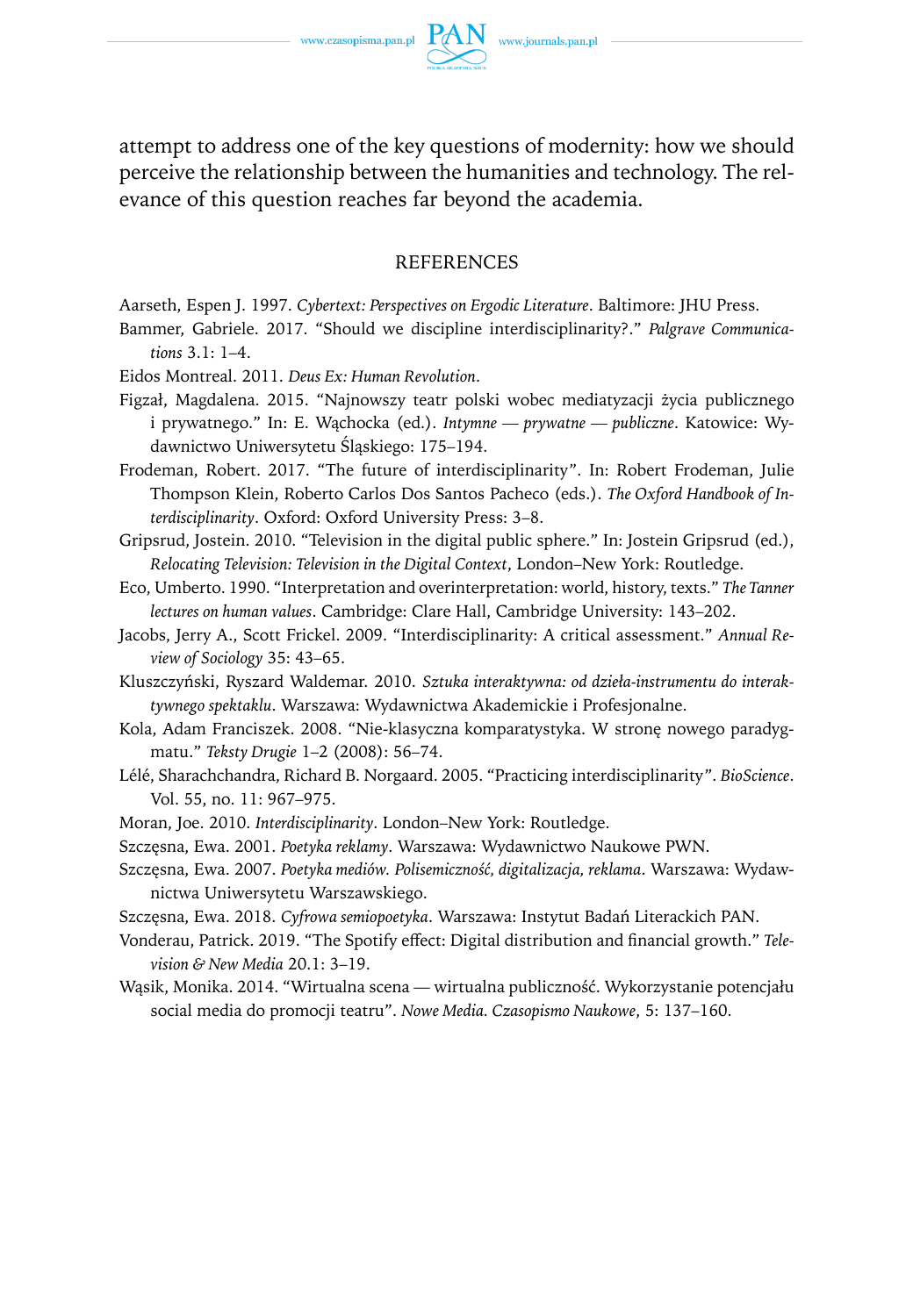attempt to address one of the key questions of modernity: how we should perceive the relationship between the humanities and technology. The relevance of this question reaches far beyond the academia.

## REFERENCES

Aarseth, Espen J. 1997. *Cybertext: Perspectives on Ergodic Literature*. Baltimore: JHU Press.

Bammer, Gabriele. 2017. "Should we discipline interdisciplinarity?." *Palgrave Communications* 3.1: 1–4.

Eidos Montreal. 2011. *Deus Ex: Human Revolution*.

Figzał, Magdalena. 2015. "Najnowszy teatr polski wobec mediatyzacji życia publicznego i prywatnego." In: E. Wąchocka (ed.). *Intymne — prywatne — publiczne*. Katowice: Wydawnictwo Uniwersytetu Śląskiego: 175–194.

Frodeman, Robert. 2017. "The future of interdisciplinarity". In: Robert Frodeman, Julie Thompson Klein, Roberto Carlos Dos Santos Pacheco (eds.). *The Oxford Handbook of Interdisciplinarity*. Oxford: Oxford University Press: 3–8.

Gripsrud, Jostein. 2010. "Television in the digital public sphere." In: Jostein Gripsrud (ed.), *Relocating Television: Television in the Digital Context*, London–New York: Routledge.

Eco, Umberto. 1990. "Interpretation and overinterpretation: world, history, texts." *The Tanner lectures on human values*. Cambridge: Clare Hall, Cambridge University: 143–202.

Jacobs, Jerry A., Scott Frickel. 2009. "Interdisciplinarity: A critical assessment." *Annual Review of Sociology* 35: 43–65.

Kluszczyński, Ryszard Waldemar. 2010. *Sztuka interaktywna: od dzieła-instrumentu do interaktywnego spektaklu*. Warszawa: Wydawnictwa Akademickie i Profesjonalne.

Kola, Adam Franciszek. 2008. "Nie-klasyczna komparatystyka. W stronę nowego paradygmatu." *Teksty Drugie* 1–2 (2008): 56–74.

Lélé, Sharachchandra, Richard B. Norgaard. 2005. "Practicing interdisciplinarity". *BioScience*. Vol. 55, no. 11: 967–975.

Moran, Joe. 2010. *Interdisciplinarity*. London–New York: Routledge.

Szczęsna, Ewa. 2001. *Poetyka reklamy*. Warszawa: Wydawnictwo Naukowe PWN.

Szczęsna, Ewa. 2007. *Poetyka mediów. Polisemiczność, digitalizacja, reklama*. Warszawa: Wydawnictwa Uniwersytetu Warszawskiego.

Szczęsna, Ewa. 2018. *Cyfrowa semiopoetyka*. Warszawa: Instytut Badań Literackich PAN.

Vonderau, Patrick. 2019. "The Spotify effect: Digital distribution and financial growth." *Television & New Media* 20.1: 3–19.

Wąsik, Monika. 2014. "Wirtualna scena — wirtualna publiczność. Wykorzystanie potencjału social media do promocji teatru". *Nowe Media. Czasopismo Naukowe*, 5: 137–160.